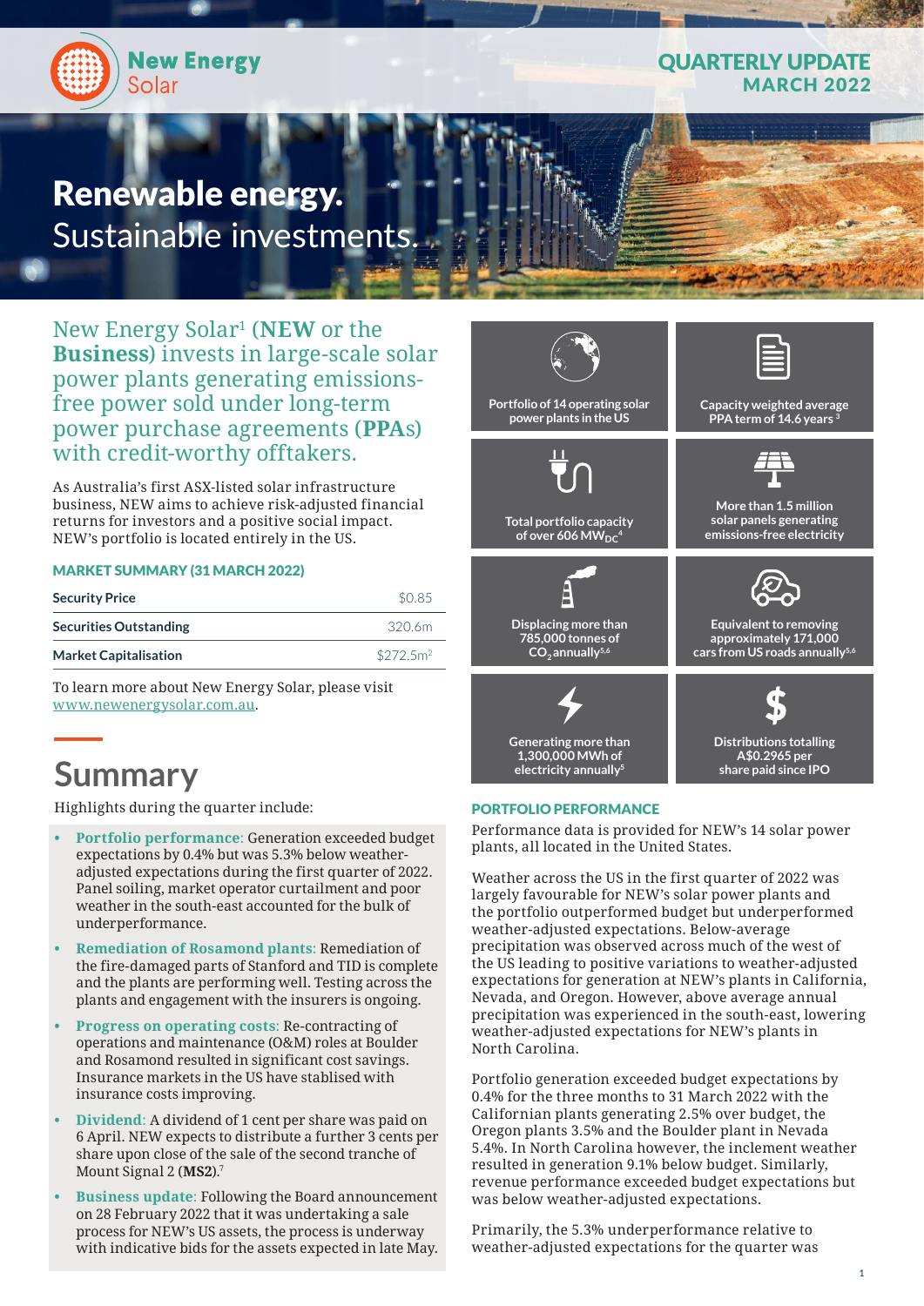New Energy Solar

QUARTERLY UPDATE
MARCH 2022

# Renewable energy. Sustainable investments.

New Energy Solar[1] (**NEW** or the **Business**) invests in large-scale solar power plants generating emissions-free power sold under long-term power purchase agreements (**PPA**s) with credit-worthy offtakers.

As Australia's first ASX-listed solar infrastructure business, NEW aims to achieve risk-adjusted financial returns for investors and a positive social impact. NEW's portfolio is located entirely in the US.

### MARKET SUMMARY (31 MARCH 2022)

| | |
|---|---|
| **Security Price** | $0.85 |
| **Securities Outstanding** | 320.6m |
| **Market Capitalisation** | $272.5m[2] |

To learn more about New Energy Solar, please visit www.newenergysolar.com.au.

- Portfolio of 14 operating solar power plants in the US
- Capacity weighted average PPA term of 14.6 years[3]
- Total portfolio capacity of over 606 $MW_{DC}$[4]
- More than 1.5 million solar panels generating emissions-free electricity
- Displacing more than 785,000 tonnes of $CO_2$ annually[5,6]
- Equivalent to removing approximately 171,000 cars from US roads annually[5,6]
- Generating more than 1,300,000 MWh of electricity annually[5]
- Distributions totalling A$0.2965 per share paid since IPO

## Summary

Highlights during the quarter include:

- **Portfolio performance**: Generation exceeded budget expectations by 0.4% but was 5.3% below weather-adjusted expectations during the first quarter of 2022. Panel soiling, market operator curtailment and poor weather in the south-east accounted for the bulk of underperformance.
- **Remediation of Rosamond plants**: Remediation of the fire-damaged parts of Stanford and TID is complete and the plants are performing well. Testing across the plants and engagement with the insurers is ongoing.
- **Progress on operating costs**: Re-contracting of operations and maintenance (O&M) roles at Boulder and Rosamond resulted in significant cost savings. Insurance markets in the US have stablised with insurance costs improving.
- **Dividend**: A dividend of 1 cent per share was paid on 6 April. NEW expects to distribute a further 3 cents per share upon close of the sale of the second tranche of Mount Signal 2 (**MS2**).[7]
- **Business update**: Following the Board announcement on 28 February 2022 that it was undertaking a sale process for NEW's US assets, the process is underway with indicative bids for the assets expected in late May.

### PORTFOLIO PERFORMANCE

Performance data is provided for NEW's 14 solar power plants, all located in the United States.

Weather across the US in the first quarter of 2022 was largely favourable for NEW's solar power plants and the portfolio outperformed budget but underperformed weather-adjusted expectations. Below-average precipitation was observed across much of the west of the US leading to positive variations to weather-adjusted expectations for generation at NEW's plants in California, Nevada, and Oregon. However, above average annual precipitation was experienced in the south-east, lowering weather-adjusted expectations for NEW's plants in North Carolina.

Portfolio generation exceeded budget expectations by 0.4% for the three months to 31 March 2022 with the Californian plants generating 2.5% over budget, the Oregon plants 3.5% and the Boulder plant in Nevada 5.4%. In North Carolina however, the inclement weather resulted in generation 9.1% below budget. Similarly, revenue performance exceeded budget expectations but was below weather-adjusted expectations.

Primarily, the 5.3% underperformance relative to weather-adjusted expectations for the quarter was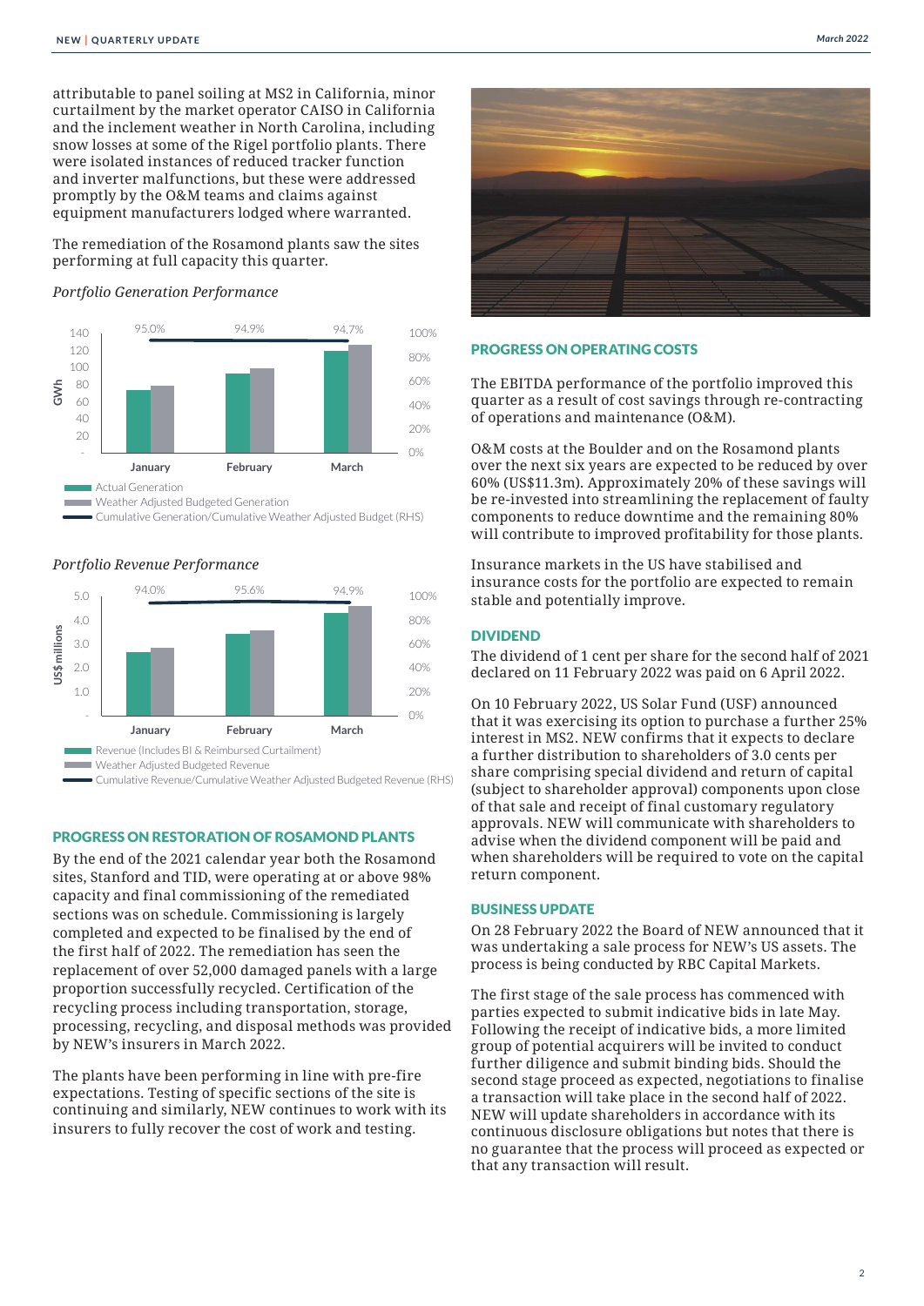attributable to panel soiling at MS2 in California, minor curtailment by the market operator CAISO in California and the inclement weather in North Carolina, including snow losses at some of the Rigel portfolio plants. There were isolated instances of reduced tracker function and inverter malfunctions, but these were addressed promptly by the O&M teams and claims against equipment manufacturers lodged where warranted.

The remediation of the Rosamond plants saw the sites performing at full capacity this quarter.

*Portfolio Generation Performance*

*Portfolio Revenue Performance*

## PROGRESS ON RESTORATION OF ROSAMOND PLANTS

By the end of the 2021 calendar year both the Rosamond sites, Stanford and TID, were operating at or above 98% capacity and final commissioning of the remediated sections was on schedule. Commissioning is largely completed and expected to be finalised by the end of the first half of 2022. The remediation has seen the replacement of over 52,000 damaged panels with a large proportion successfully recycled. Certification of the recycling process including transportation, storage, processing, recycling, and disposal methods was provided by NEW's insurers in March 2022.

The plants have been performing in line with pre-fire expectations. Testing of specific sections of the site is continuing and similarly, NEW continues to work with its insurers to fully recover the cost of work and testing.

## PROGRESS ON OPERATING COSTS

The EBITDA performance of the portfolio improved this quarter as a result of cost savings through re-contracting of operations and maintenance (O&M).

O&M costs at the Boulder and on the Rosamond plants over the next six years are expected to be reduced by over 60% (US$11.3m). Approximately 20% of these savings will be re-invested into streamlining the replacement of faulty components to reduce downtime and the remaining 80% will contribute to improved profitability for those plants.

Insurance markets in the US have stabilised and insurance costs for the portfolio are expected to remain stable and potentially improve.

## DIVIDEND

The dividend of 1 cent per share for the second half of 2021 declared on 11 February 2022 was paid on 6 April 2022.

On 10 February 2022, US Solar Fund (USF) announced that it was exercising its option to purchase a further 25% interest in MS2. NEW confirms that it expects to declare a further distribution to shareholders of 3.0 cents per share comprising special dividend and return of capital (subject to shareholder approval) components upon close of that sale and receipt of final customary regulatory approvals. NEW will communicate with shareholders to advise when the dividend component will be paid and when shareholders will be required to vote on the capital return component.

## BUSINESS UPDATE

On 28 February 2022 the Board of NEW announced that it was undertaking a sale process for NEW's US assets. The process is being conducted by RBC Capital Markets.

The first stage of the sale process has commenced with parties expected to submit indicative bids in late May. Following the receipt of indicative bids, a more limited group of potential acquirers will be invited to conduct further diligence and submit binding bids. Should the second stage proceed as expected, negotiations to finalise a transaction will take place in the second half of 2022. NEW will update shareholders in accordance with its continuous disclosure obligations but notes that there is no guarantee that the process will proceed as expected or that any transaction will result.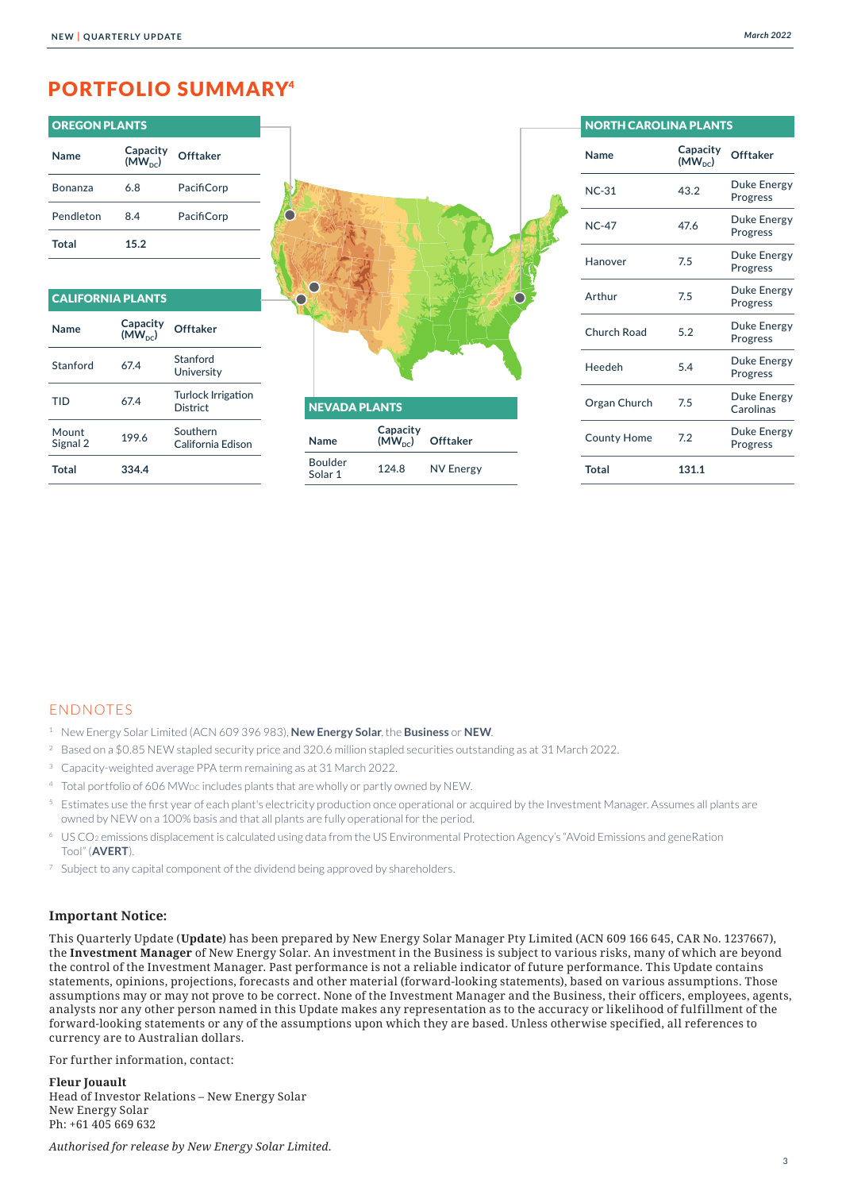# PORTFOLIO SUMMARY[4]

## OREGON PLANTS

| Name | Capacity ($MW_{DC}$) | Offtaker |
|---|---|---|
| Bonanza | 6.8 | PacifiCorp |
| Pendleton | 8.4 | PacifiCorp |
| **Total** | **15.2** | |

## CALIFORNIA PLANTS

| Name | Capacity ($MW_{DC}$) | Offtaker |
|---|---|---|
| Stanford | 67.4 | Stanford University |
| TID | 67.4 | Turlock Irrigation District |
| Mount Signal 2 | 199.6 | Southern California Edison |
| **Total** | **334.4** | |

## NEVADA PLANTS

| Name | Capacity ($MW_{DC}$) | Offtaker |
|---|---|---|
| Boulder Solar 1 | 124.8 | NV Energy |

## NORTH CAROLINA PLANTS

| Name | Capacity ($MW_{DC}$) | Offtaker |
|---|---|---|
| NC-31 | 43.2 | Duke Energy Progress |
| NC-47 | 47.6 | Duke Energy Progress |
| Hanover | 7.5 | Duke Energy Progress |
| Arthur | 7.5 | Duke Energy Progress |
| Church Road | 5.2 | Duke Energy Progress |
| Heedeh | 5.4 | Duke Energy Progress |
| Organ Church | 7.5 | Duke Energy Carolinas |
| County Home | 7.2 | Duke Energy Progress |
| **Total** | **131.1** | |

## ENDNOTES

1. New Energy Solar Limited (ACN 609 396 983), **New Energy Solar**, the **Business** or **NEW**.
2. Based on a $0.85 NEW stapled security price and 320.6 million stapled securities outstanding as at 31 March 2022.
3. Capacity-weighted average PPA term remaining as at 31 March 2022.
4. Total portfolio of 606 $MW_{DC}$ includes plants that are wholly or partly owned by NEW.
5. Estimates use the first year of each plant's electricity production once operational or acquired by the Investment Manager. Assumes all plants are owned by NEW on a 100% basis and that all plants are fully operational for the period.
6. US $CO_2$ emissions displacement is calculated using data from the US Environmental Protection Agency's "AVoid Emissions and geneRation Tool" (**AVERT**).
7. Subject to any capital component of the dividend being approved by shareholders.

### Important Notice:

This Quarterly Update (**Update**) has been prepared by New Energy Solar Manager Pty Limited (ACN 609 166 645, CAR No. 1237667), the **Investment Manager** of New Energy Solar. An investment in the Business is subject to various risks, many of which are beyond the control of the Investment Manager. Past performance is not a reliable indicator of future performance. This Update contains statements, opinions, projections, forecasts and other material (forward-looking statements), based on various assumptions. Those assumptions may or may not prove to be correct. None of the Investment Manager and the Business, their officers, employees, agents, analysts nor any other person named in this Update makes any representation as to the accuracy or likelihood of fulfillment of the forward-looking statements or any of the assumptions upon which they are based. Unless otherwise specified, all references to currency are to Australian dollars.

For further information, contact:

**Fleur Jouault**
Head of Investor Relations – New Energy Solar
New Energy Solar
Ph: +61 405 669 632

*Authorised for release by New Energy Solar Limited.*